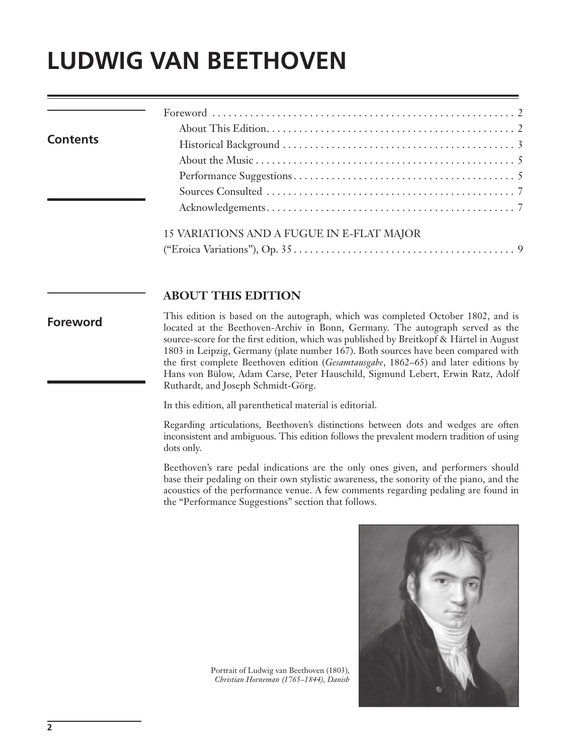# LUDWIG VAN BEETHOVEN

## Contents

Foreword . . . . . . . . . . . . . . . . . . . . . . . . . . . . . . . . . . . . . . . . . . . . . . . . . . . . . . . . 2
- About This Edition. . . . . . . . . . . . . . . . . . . . . . . . . . . . . . . . . . . . . . . . . . . . . 2
- Historical Background . . . . . . . . . . . . . . . . . . . . . . . . . . . . . . . . . . . . . . . . . . 3
- About the Music . . . . . . . . . . . . . . . . . . . . . . . . . . . . . . . . . . . . . . . . . . . . . . . 5
- Performance Suggestions . . . . . . . . . . . . . . . . . . . . . . . . . . . . . . . . . . . . . . . . 5
- Sources Consulted . . . . . . . . . . . . . . . . . . . . . . . . . . . . . . . . . . . . . . . . . . . . . 7
- Acknowledgements . . . . . . . . . . . . . . . . . . . . . . . . . . . . . . . . . . . . . . . . . . . . . 7

15 VARIATIONS AND A FUGUE IN E-FLAT MAJOR
("Eroica Variations"), Op. 35 . . . . . . . . . . . . . . . . . . . . . . . . . . . . . . . . . . . . . . . . 9

## Foreword

### ABOUT THIS EDITION

This edition is based on the autograph, which was completed October 1802, and is located at the Beethoven-Archiv in Bonn, Germany. The autograph served as the source-score for the first edition, which was published by Breitkopf & Härtel in August 1803 in Leipzig, Germany (plate number 167). Both sources have been compared with the first complete Beethoven edition (*Gesamtausgabe*, 1862–65) and later editions by Hans von Bülow, Adam Carse, Peter Hauschild, Sigmund Lebert, Erwin Ratz, Adolf Ruthardt, and Joseph Schmidt-Görg.

In this edition, all parenthetical material is editorial.

Regarding articulations, Beethoven's distinctions between dots and wedges are often inconsistent and ambiguous. This edition follows the prevalent modern tradition of using dots only.

Beethoven's rare pedal indications are the only ones given, and performers should base their pedaling on their own stylistic awareness, the sonority of the piano, and the acoustics of the performance venue. A few comments regarding pedaling are found in the "Performance Suggestions" section that follows.

Portrait of Ludwig van Beethoven (1803),
*Christian Horneman (1765–1844), Danish*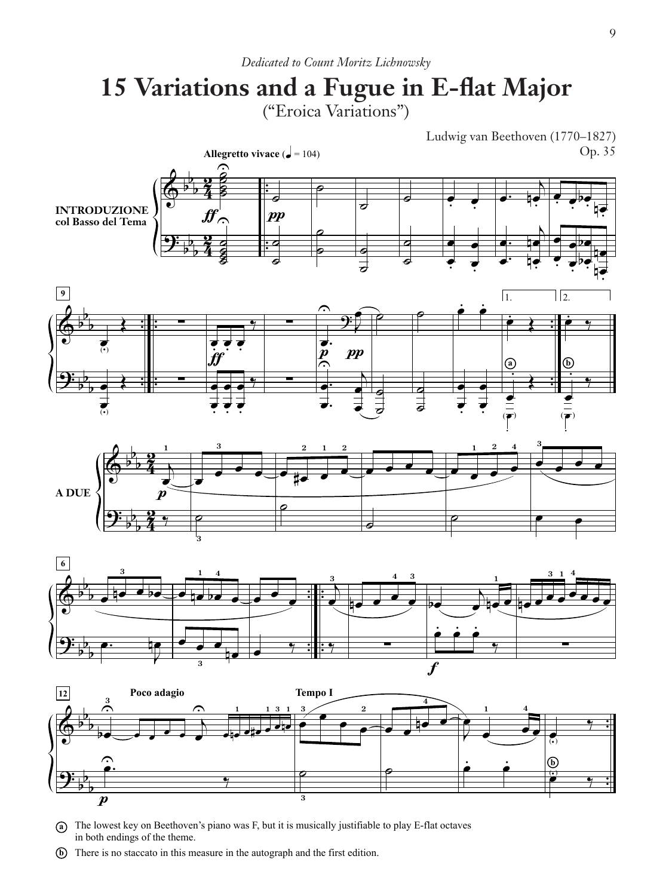*Dedicated to Count Moritz Lichnowsky*

# 15 Variations and a Fugue in E-flat Major

("Eroica Variations")

Ludwig van Beethoven (1770–1827)
Op. 35

Ⓐ The lowest key on Beethoven's piano was F, but it is musically justifiable to play E-flat octaves in both endings of the theme.

Ⓑ There is no staccato in this measure in the autograph and the first edition.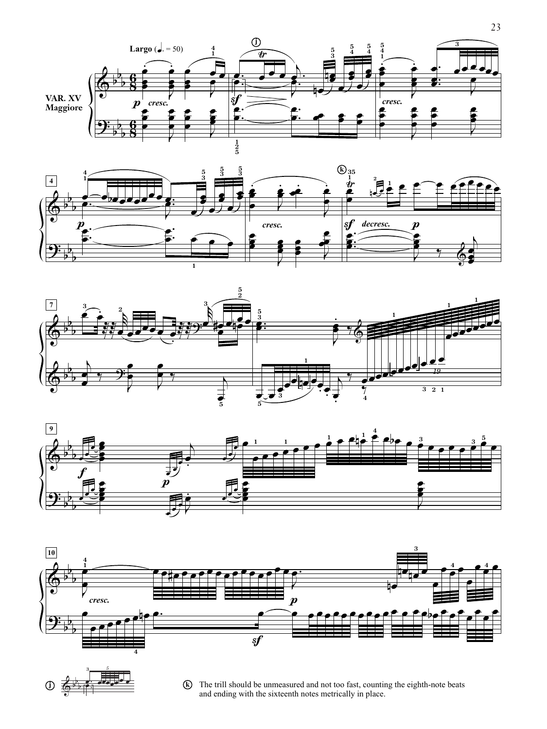**VAR. XV**
**Maggiore**

**Largo** (♩. = 50)

ⓚ The trill should be unmeasured and not too fast, counting the eighth-note beats and ending with the sixteenth notes metrically in place.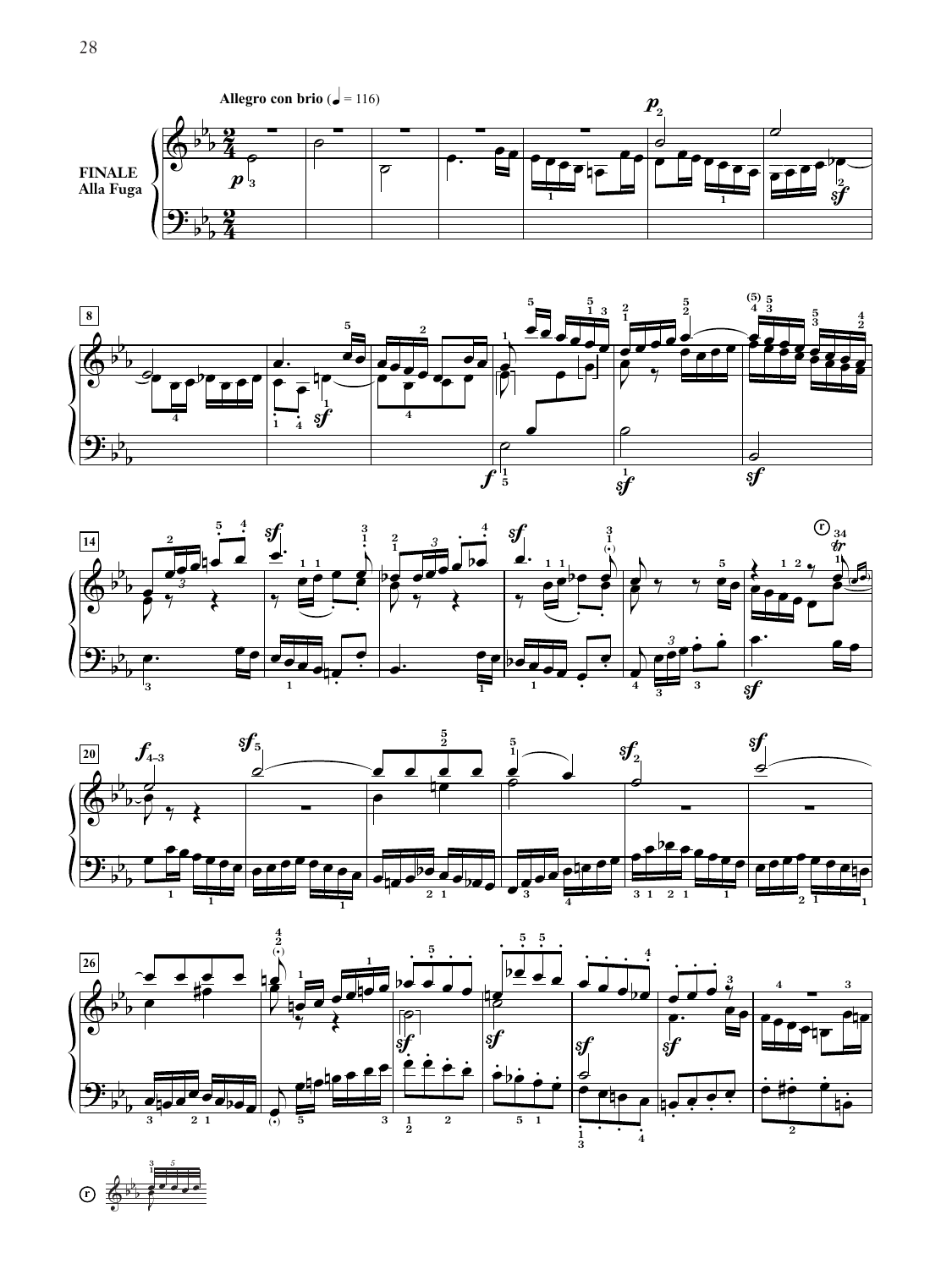**Allegro con brio** (♩ = 116)

**FINALE**
**Alla Fuga**